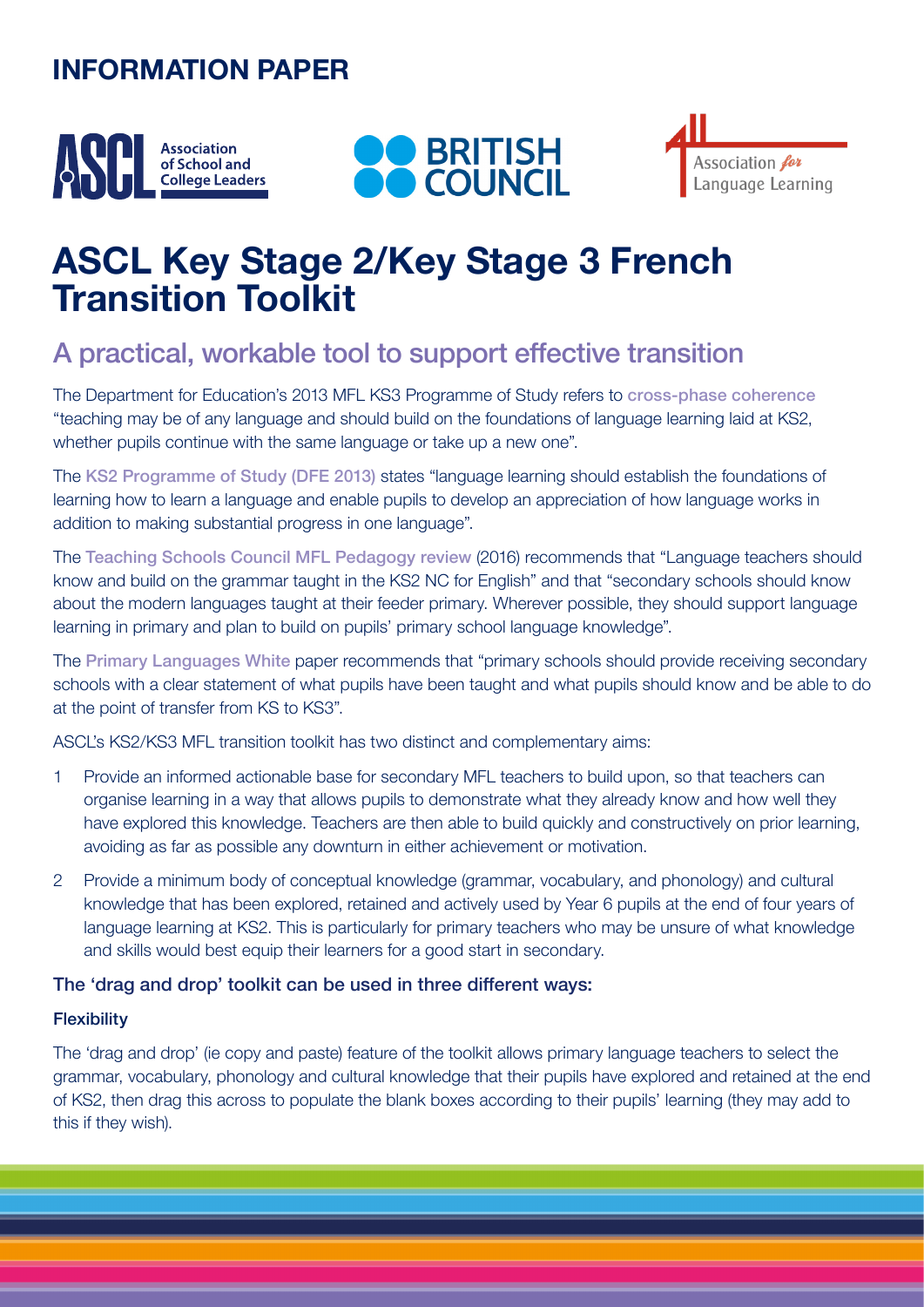INFORMATION PAPER

# ASCL Key Stage 2/Key Stage 3 French Transition Toolkit

## A practical, workable tool to support effective transition

The Department for Education's 2013 MFL KS3 Programme of Study refers to cross-phase coherence "teaching may be of any language and should build on the foundations of language learning laid at KS2, whether pupils continue with the same language or take up a new one".

The KS2 Programme of Study (DFE 2013) states "language learning should establish the foundations of learning how to learn a language and enable pupils to develop an appreciation of how language works in addition to making substantial progress in one language".

The Teaching Schools Council MFL Pedagogy review (2016) recommends that "Language teachers should know and build on the grammar taught in the KS2 NC for English" and that "secondary schools should know about the modern languages taught at their feeder primary. Wherever possible, they should support language learning in primary and plan to build on pupils' primary school language knowledge".

The Primary Languages White paper recommends that "primary schools should provide receiving secondary schools with a clear statement of what pupils have been taught and what pupils should know and be able to do at the point of transfer from KS to KS3".

ASCL's KS2/KS3 MFL transition toolkit has two distinct and complementary aims:

1. Provide an informed actionable base for secondary MFL teachers to build upon, so that teachers can organise learning in a way that allows pupils to demonstrate what they already know and how well they have explored this knowledge. Teachers are then able to build quickly and constructively on prior learning, avoiding as far as possible any downturn in either achievement or motivation.
2. Provide a minimum body of conceptual knowledge (grammar, vocabulary, and phonology) and cultural knowledge that has been explored, retained and actively used by Year 6 pupils at the end of four years of language learning at KS2. This is particularly for primary teachers who may be unsure of what knowledge and skills would best equip their learners for a good start in secondary.

### The 'drag and drop' toolkit can be used in three different ways:

#### Flexibility

The 'drag and drop' (ie copy and paste) feature of the toolkit allows primary language teachers to select the grammar, vocabulary, phonology and cultural knowledge that their pupils have explored and retained at the end of KS2, then drag this across to populate the blank boxes according to their pupils' learning (they may add to this if they wish).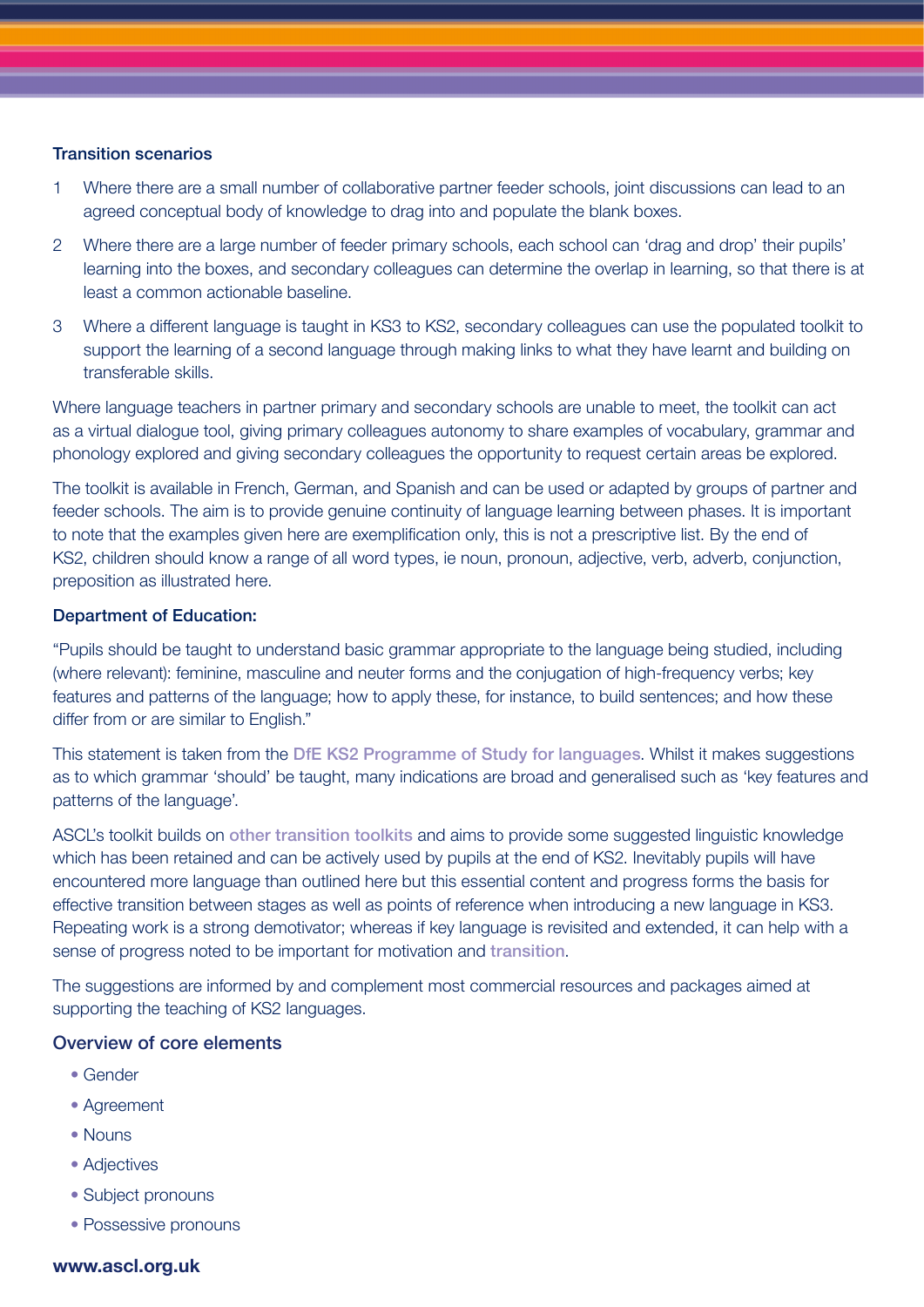### Transition scenarios

1. Where there are a small number of collaborative partner feeder schools, joint discussions can lead to an agreed conceptual body of knowledge to drag into and populate the blank boxes.
2. Where there are a large number of feeder primary schools, each school can 'drag and drop' their pupils' learning into the boxes, and secondary colleagues can determine the overlap in learning, so that there is at least a common actionable baseline.
3. Where a different language is taught in KS3 to KS2, secondary colleagues can use the populated toolkit to support the learning of a second language through making links to what they have learnt and building on transferable skills.

Where language teachers in partner primary and secondary schools are unable to meet, the toolkit can act as a virtual dialogue tool, giving primary colleagues autonomy to share examples of vocabulary, grammar and phonology explored and giving secondary colleagues the opportunity to request certain areas be explored.

The toolkit is available in French, German, and Spanish and can be used or adapted by groups of partner and feeder schools. The aim is to provide genuine continuity of language learning between phases. It is important to note that the examples given here are exemplification only, this is not a prescriptive list. By the end of KS2, children should know a range of all word types, ie noun, pronoun, adjective, verb, adverb, conjunction, preposition as illustrated here.

### Department of Education:

"Pupils should be taught to understand basic grammar appropriate to the language being studied, including (where relevant): feminine, masculine and neuter forms and the conjugation of high-frequency verbs; key features and patterns of the language; how to apply these, for instance, to build sentences; and how these differ from or are similar to English."

This statement is taken from the DfE KS2 Programme of Study for languages. Whilst it makes suggestions as to which grammar 'should' be taught, many indications are broad and generalised such as 'key features and patterns of the language'.

ASCL's toolkit builds on other transition toolkits and aims to provide some suggested linguistic knowledge which has been retained and can be actively used by pupils at the end of KS2. Inevitably pupils will have encountered more language than outlined here but this essential content and progress forms the basis for effective transition between stages as well as points of reference when introducing a new language in KS3. Repeating work is a strong demotivator; whereas if key language is revisited and extended, it can help with a sense of progress noted to be important for motivation and transition.

The suggestions are informed by and complement most commercial resources and packages aimed at supporting the teaching of KS2 languages.

### Overview of core elements

- Gender
- Agreement
- Nouns
- Adjectives
- Subject pronouns
- Possessive pronouns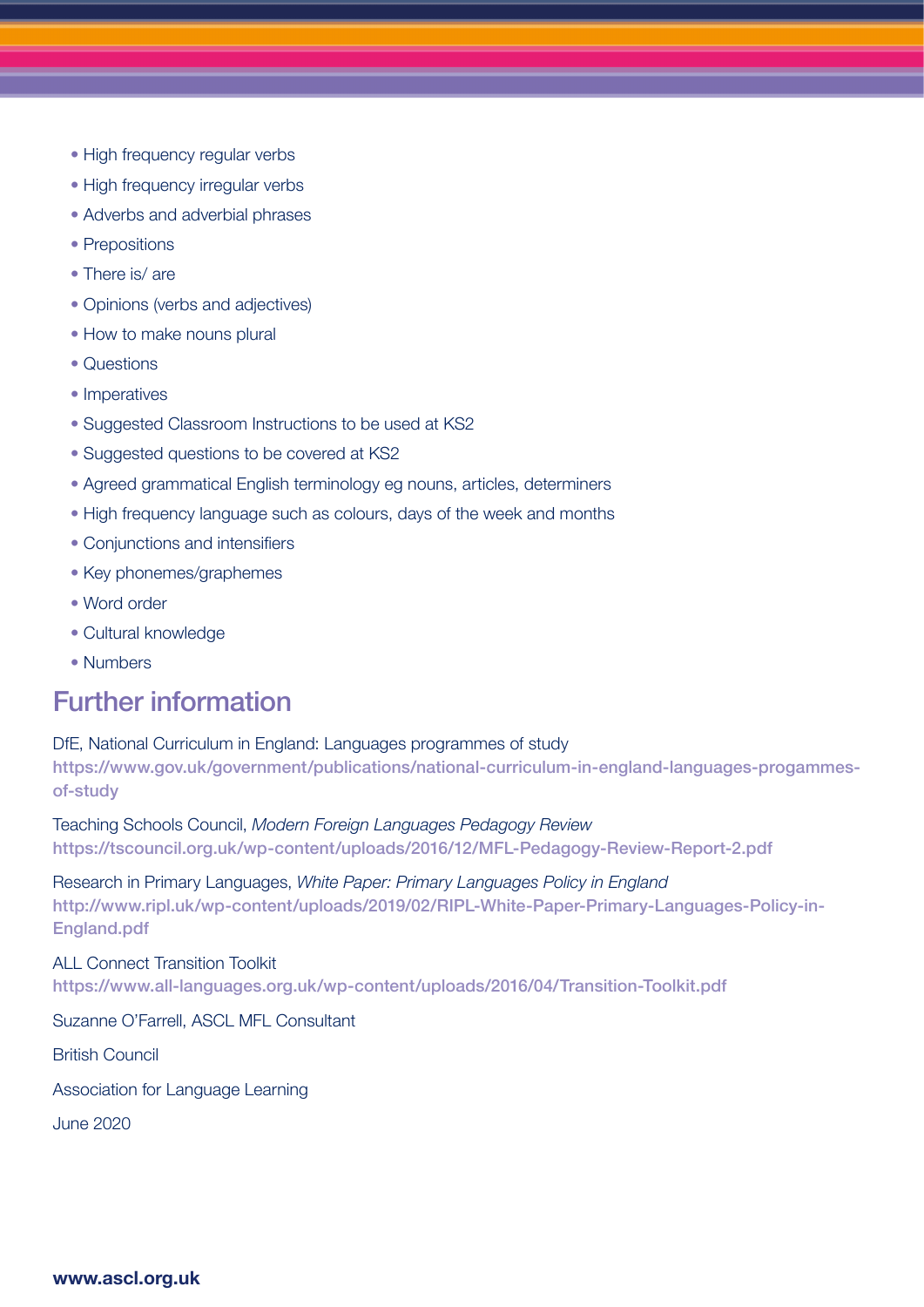- High frequency regular verbs
- High frequency irregular verbs
- Adverbs and adverbial phrases
- Prepositions
- There is/ are
- Opinions (verbs and adjectives)
- How to make nouns plural
- Questions
- Imperatives
- Suggested Classroom Instructions to be used at KS2
- Suggested questions to be covered at KS2
- Agreed grammatical English terminology eg nouns, articles, determiners
- High frequency language such as colours, days of the week and months
- Conjunctions and intensifiers
- Key phonemes/graphemes
- Word order
- Cultural knowledge
- Numbers

## Further information

DfE, National Curriculum in England: Languages programmes of study
https://www.gov.uk/government/publications/national-curriculum-in-england-languages-progammes-of-study

Teaching Schools Council, *Modern Foreign Languages Pedagogy Review*
https://tscouncil.org.uk/wp-content/uploads/2016/12/MFL-Pedagogy-Review-Report-2.pdf

Research in Primary Languages, *White Paper: Primary Languages Policy in England*
http://www.ripl.uk/wp-content/uploads/2019/02/RIPL-White-Paper-Primary-Languages-Policy-in-England.pdf

ALL Connect Transition Toolkit
https://www.all-languages.org.uk/wp-content/uploads/2016/04/Transition-Toolkit.pdf

Suzanne O'Farrell, ASCL MFL Consultant

British Council

Association for Language Learning

June 2020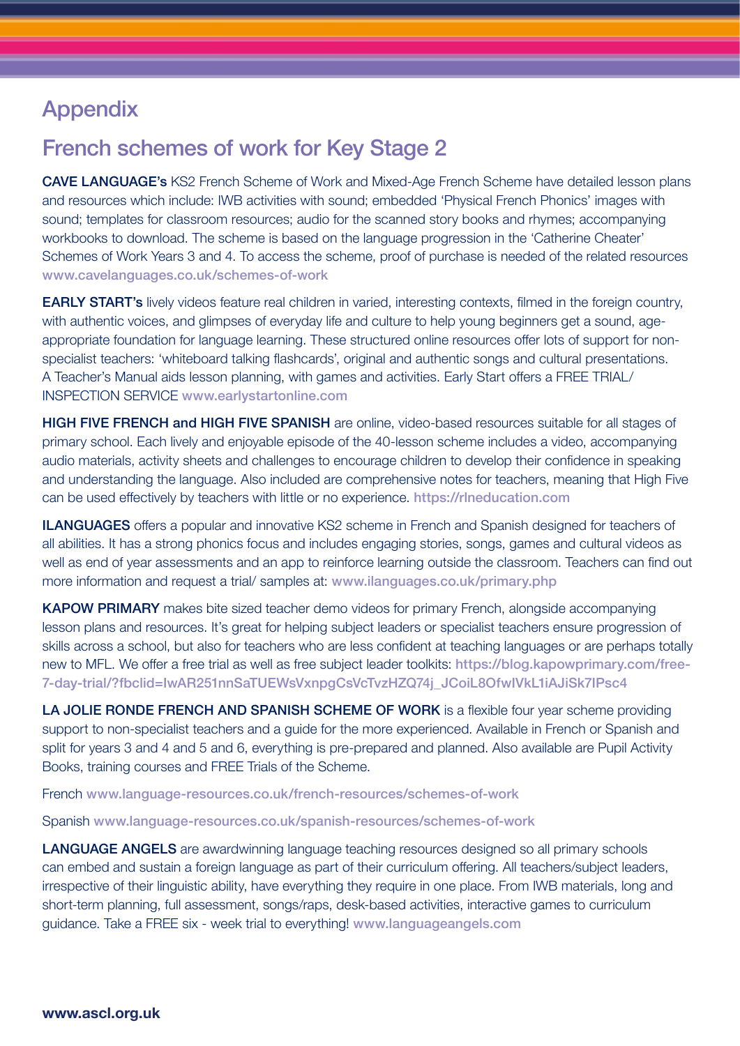# Appendix

## French schemes of work for Key Stage 2

**CAVE LANGUAGE's** KS2 French Scheme of Work and Mixed-Age French Scheme have detailed lesson plans and resources which include: IWB activities with sound; embedded 'Physical French Phonics' images with sound; templates for classroom resources; audio for the scanned story books and rhymes; accompanying workbooks to download. The scheme is based on the language progression in the 'Catherine Cheater' Schemes of Work Years 3 and 4. To access the scheme, proof of purchase is needed of the related resources **www.cavelanguages.co.uk/schemes-of-work**

**EARLY START's** lively videos feature real children in varied, interesting contexts, filmed in the foreign country, with authentic voices, and glimpses of everyday life and culture to help young beginners get a sound, age-appropriate foundation for language learning. These structured online resources offer lots of support for non-specialist teachers: 'whiteboard talking flashcards', original and authentic songs and cultural presentations. A Teacher's Manual aids lesson planning, with games and activities. Early Start offers a FREE TRIAL/ INSPECTION SERVICE **www.earlystartonline.com**

**HIGH FIVE FRENCH and HIGH FIVE SPANISH** are online, video-based resources suitable for all stages of primary school. Each lively and enjoyable episode of the 40-lesson scheme includes a video, accompanying audio materials, activity sheets and challenges to encourage children to develop their confidence in speaking and understanding the language. Also included are comprehensive notes for teachers, meaning that High Five can be used effectively by teachers with little or no experience. **https://rlneducation.com**

**ILANGUAGES** offers a popular and innovative KS2 scheme in French and Spanish designed for teachers of all abilities. It has a strong phonics focus and includes engaging stories, songs, games and cultural videos as well as end of year assessments and an app to reinforce learning outside the classroom. Teachers can find out more information and request a trial/ samples at: **www.ilanguages.co.uk/primary.php**

**KAPOW PRIMARY** makes bite sized teacher demo videos for primary French, alongside accompanying lesson plans and resources. It's great for helping subject leaders or specialist teachers ensure progression of skills across a school, but also for teachers who are less confident at teaching languages or are perhaps totally new to MFL. We offer a free trial as well as free subject leader toolkits: **https://blog.kapowprimary.com/free-7-day-trial/?fbclid=IwAR251nnSaTUEWsVxnpgCsVcTvzHZQ74j_JCoiL8OfwIVkL1iAJiSk7IPsc4**

**LA JOLIE RONDE FRENCH AND SPANISH SCHEME OF WORK** is a flexible four year scheme providing support to non-specialist teachers and a guide for the more experienced. Available in French or Spanish and split for years 3 and 4 and 5 and 6, everything is pre-prepared and planned. Also available are Pupil Activity Books, training courses and FREE Trials of the Scheme.

French **www.language-resources.co.uk/french-resources/schemes-of-work**

Spanish **www.language-resources.co.uk/spanish-resources/schemes-of-work**

**LANGUAGE ANGELS** are awardwinning language teaching resources designed so all primary schools can embed and sustain a foreign language as part of their curriculum offering. All teachers/subject leaders, irrespective of their linguistic ability, have everything they require in one place. From IWB materials, long and short-term planning, full assessment, songs/raps, desk-based activities, interactive games to curriculum guidance. Take a FREE six - week trial to everything! **www.languageangels.com**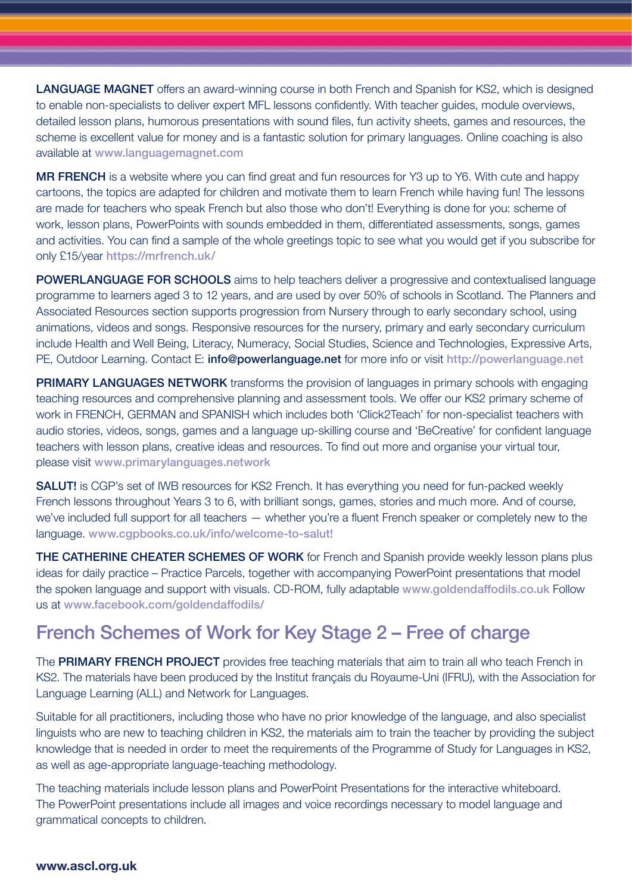**LANGUAGE MAGNET** offers an award-winning course in both French and Spanish for KS2, which is designed to enable non-specialists to deliver expert MFL lessons confidently. With teacher guides, module overviews, detailed lesson plans, humorous presentations with sound files, fun activity sheets, games and resources, the scheme is excellent value for money and is a fantastic solution for primary languages. Online coaching is also available at www.languagemagnet.com

**MR FRENCH** is a website where you can find great and fun resources for Y3 up to Y6. With cute and happy cartoons, the topics are adapted for children and motivate them to learn French while having fun! The lessons are made for teachers who speak French but also those who don't! Everything is done for you: scheme of work, lesson plans, PowerPoints with sounds embedded in them, differentiated assessments, songs, games and activities. You can find a sample of the whole greetings topic to see what you would get if you subscribe for only £15/year https://mrfrench.uk/

**POWERLANGUAGE FOR SCHOOLS** aims to help teachers deliver a progressive and contextualised language programme to learners aged 3 to 12 years, and are used by over 50% of schools in Scotland. The Planners and Associated Resources section supports progression from Nursery through to early secondary school, using animations, videos and songs. Responsive resources for the nursery, primary and early secondary curriculum include Health and Well Being, Literacy, Numeracy, Social Studies, Science and Technologies, Expressive Arts, PE, Outdoor Learning. Contact E: **info@powerlanguage.net** for more info or visit http://powerlanguage.net

**PRIMARY LANGUAGES NETWORK** transforms the provision of languages in primary schools with engaging teaching resources and comprehensive planning and assessment tools. We offer our KS2 primary scheme of work in FRENCH, GERMAN and SPANISH which includes both 'Click2Teach' for non-specialist teachers with audio stories, videos, songs, games and a language up-skilling course and 'BeCreative' for confident language teachers with lesson plans, creative ideas and resources. To find out more and organise your virtual tour, please visit www.primarylanguages.network

**SALUT!** is CGP's set of IWB resources for KS2 French. It has everything you need for fun-packed weekly French lessons throughout Years 3 to 6, with brilliant songs, games, stories and much more. And of course, we've included full support for all teachers — whether you're a fluent French speaker or completely new to the language. www.cgpbooks.co.uk/info/welcome-to-salut!

**THE CATHERINE CHEATER SCHEMES OF WORK** for French and Spanish provide weekly lesson plans plus ideas for daily practice – Practice Parcels, together with accompanying PowerPoint presentations that model the spoken language and support with visuals. CD-ROM, fully adaptable www.goldendaffodils.co.uk Follow us at www.facebook.com/goldendaffodils/

## French Schemes of Work for Key Stage 2 – Free of charge

The **PRIMARY FRENCH PROJECT** provides free teaching materials that aim to train all who teach French in KS2. The materials have been produced by the Institut français du Royaume-Uni (IFRU), with the Association for Language Learning (ALL) and Network for Languages.

Suitable for all practitioners, including those who have no prior knowledge of the language, and also specialist linguists who are new to teaching children in KS2, the materials aim to train the teacher by providing the subject knowledge that is needed in order to meet the requirements of the Programme of Study for Languages in KS2, as well as age-appropriate language-teaching methodology.

The teaching materials include lesson plans and PowerPoint Presentations for the interactive whiteboard. The PowerPoint presentations include all images and voice recordings necessary to model language and grammatical concepts to children.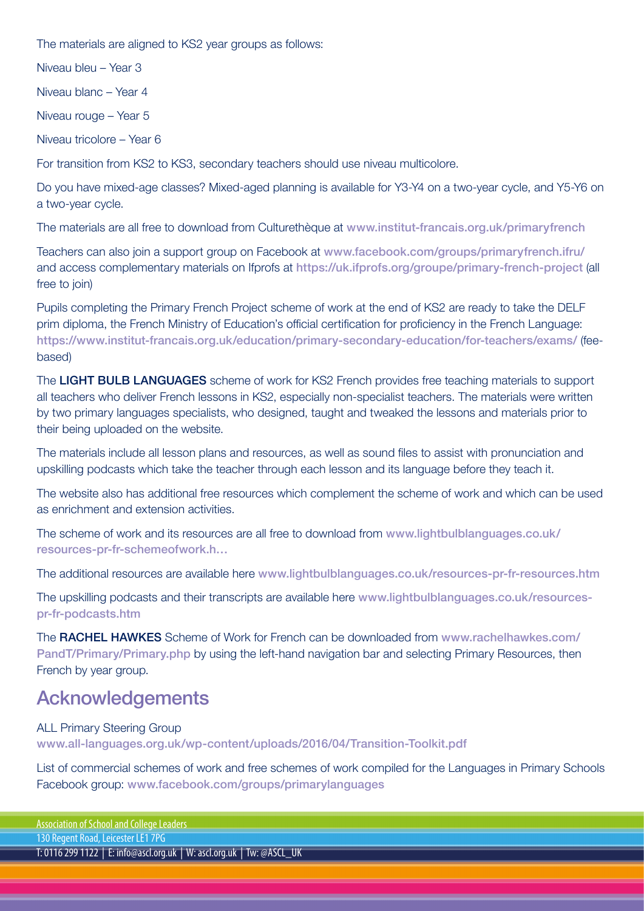The materials are aligned to KS2 year groups as follows:

Niveau bleu – Year 3

Niveau blanc – Year 4

Niveau rouge – Year 5

Niveau tricolore – Year 6

For transition from KS2 to KS3, secondary teachers should use niveau multicolore.

Do you have mixed-age classes? Mixed-aged planning is available for Y3-Y4 on a two-year cycle, and Y5-Y6 on a two-year cycle.

The materials are all free to download from Culturethèque at www.institut-francais.org.uk/primaryfrench

Teachers can also join a support group on Facebook at www.facebook.com/groups/primaryfrench.ifru/ and access complementary materials on Ifprofs at https://uk.ifprofs.org/groupe/primary-french-project (all free to join)

Pupils completing the Primary French Project scheme of work at the end of KS2 are ready to take the DELF prim diploma, the French Ministry of Education's official certification for proficiency in the French Language: https://www.institut-francais.org.uk/education/primary-secondary-education/for-teachers/exams/ (fee-based)

The **LIGHT BULB LANGUAGES** scheme of work for KS2 French provides free teaching materials to support all teachers who deliver French lessons in KS2, especially non-specialist teachers. The materials were written by two primary languages specialists, who designed, taught and tweaked the lessons and materials prior to their being uploaded on the website.

The materials include all lesson plans and resources, as well as sound files to assist with pronunciation and upskilling podcasts which take the teacher through each lesson and its language before they teach it.

The website also has additional free resources which complement the scheme of work and which can be used as enrichment and extension activities.

The scheme of work and its resources are all free to download from www.lightbulblanguages.co.uk/resources-pr-fr-schemeofwork.h…

The additional resources are available here www.lightbulblanguages.co.uk/resources-pr-fr-resources.htm

The upskilling podcasts and their transcripts are available here www.lightbulblanguages.co.uk/resources-pr-fr-podcasts.htm

The **RACHEL HAWKES** Scheme of Work for French can be downloaded from www.rachelhawkes.com/PandT/Primary/Primary.php by using the left-hand navigation bar and selecting Primary Resources, then French by year group.

## Acknowledgements

ALL Primary Steering Group
www.all-languages.org.uk/wp-content/uploads/2016/04/Transition-Toolkit.pdf

List of commercial schemes of work and free schemes of work compiled for the Languages in Primary Schools Facebook group: www.facebook.com/groups/primarylanguages

Association of School and College Leaders
130 Regent Road, Leicester LE1 7PG
T: 0116 299 1122 | E: info@ascl.org.uk | W: ascl.org.uk | Tw: @ASCL_UK